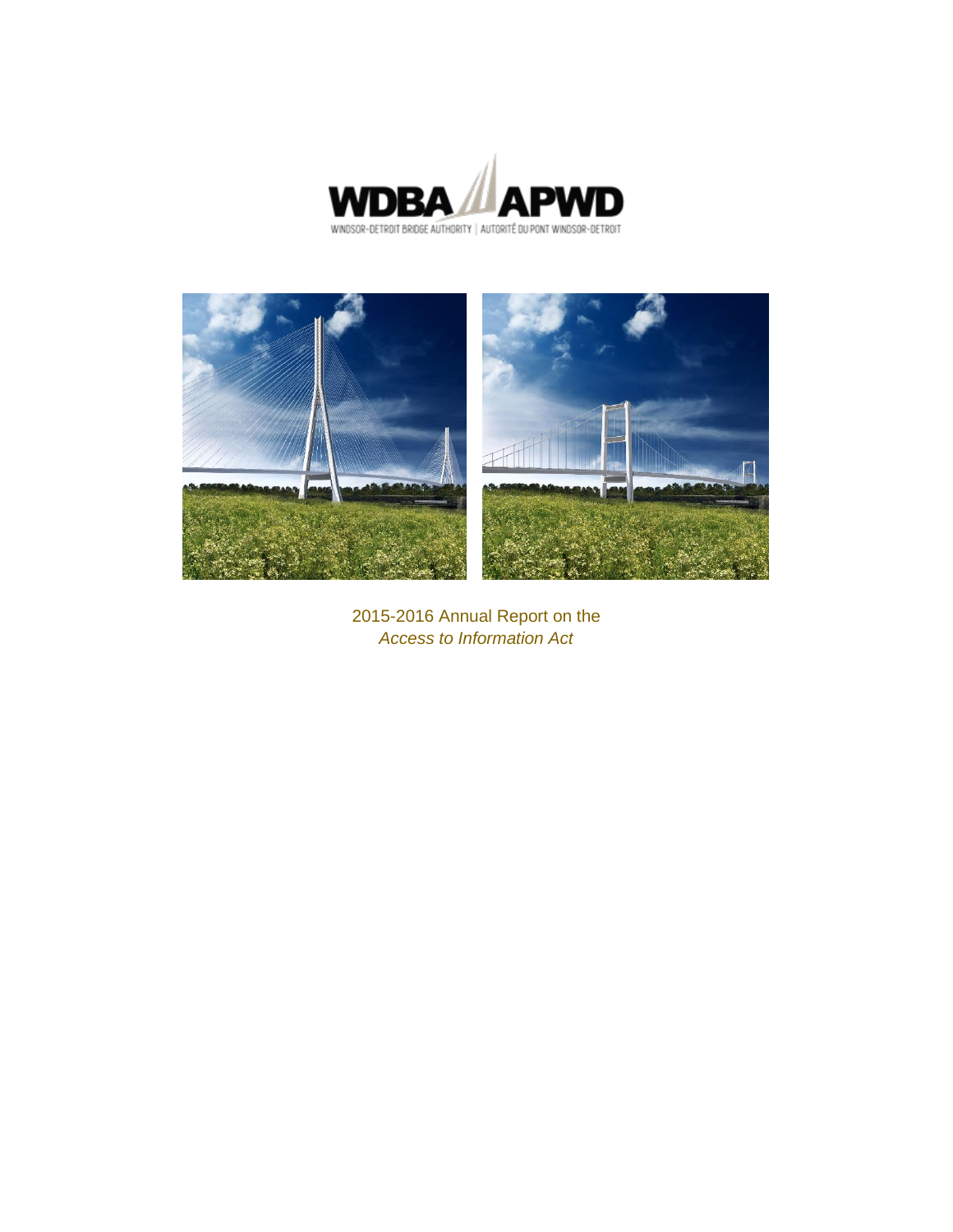WDBA APWD

WINDSOR-DETROIT BRIDGE AUTHORITY | AUTORITÉ DU PONT WINDSOR-DETROIT

2015-2016 Annual Report on the
*Access to Information Act*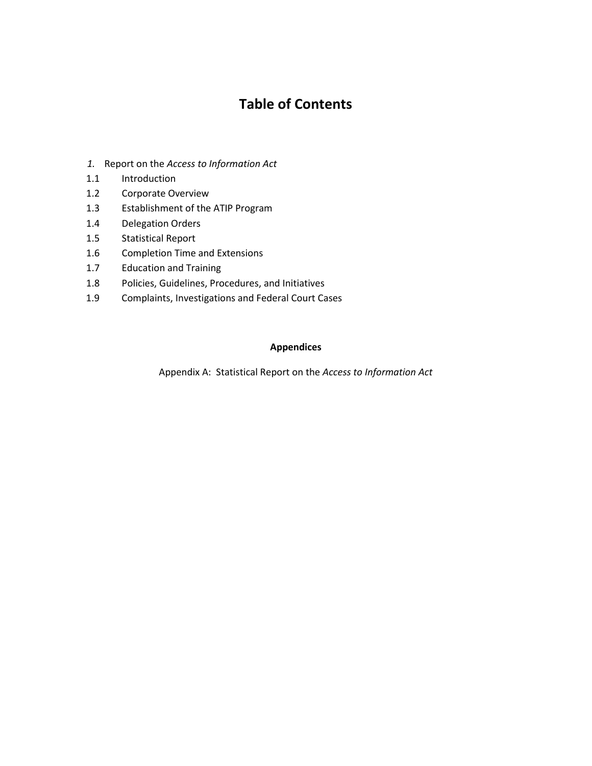# Table of Contents

*1.* Report on the *Access to Information Act*

1.1 Introduction

1.2 Corporate Overview

1.3 Establishment of the ATIP Program

1.4 Delegation Orders

1.5 Statistical Report

1.6 Completion Time and Extensions

1.7 Education and Training

1.8 Policies, Guidelines, Procedures, and Initiatives

1.9 Complaints, Investigations and Federal Court Cases

**Appendices**

Appendix A: Statistical Report on the *Access to Information Act*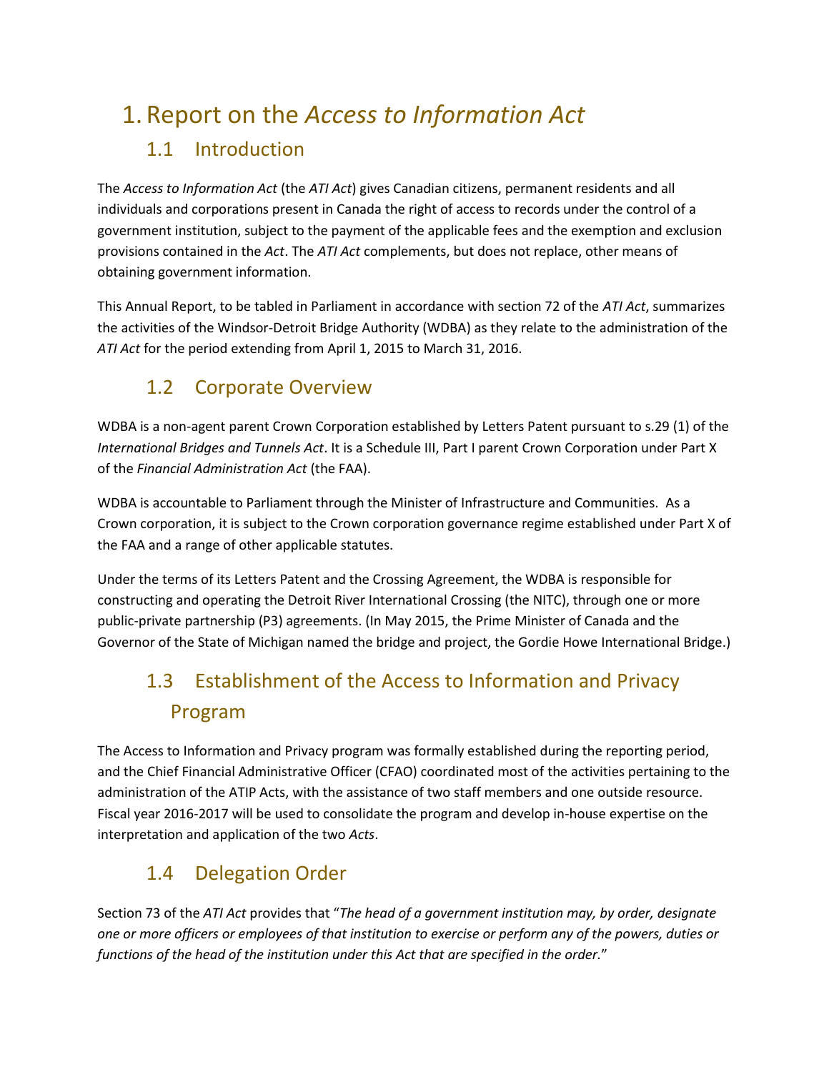# 1. Report on the *Access to Information Act*

## 1.1 Introduction

The *Access to Information Act* (the *ATI Act*) gives Canadian citizens, permanent residents and all individuals and corporations present in Canada the right of access to records under the control of a government institution, subject to the payment of the applicable fees and the exemption and exclusion provisions contained in the *Act*. The *ATI Act* complements, but does not replace, other means of obtaining government information.

This Annual Report, to be tabled in Parliament in accordance with section 72 of the *ATI Act*, summarizes the activities of the Windsor-Detroit Bridge Authority (WDBA) as they relate to the administration of the *ATI Act* for the period extending from April 1, 2015 to March 31, 2016.

## 1.2 Corporate Overview

WDBA is a non-agent parent Crown Corporation established by Letters Patent pursuant to s.29 (1) of the *International Bridges and Tunnels Act*. It is a Schedule III, Part I parent Crown Corporation under Part X of the *Financial Administration Act* (the FAA).

WDBA is accountable to Parliament through the Minister of Infrastructure and Communities. As a Crown corporation, it is subject to the Crown corporation governance regime established under Part X of the FAA and a range of other applicable statutes.

Under the terms of its Letters Patent and the Crossing Agreement, the WDBA is responsible for constructing and operating the Detroit River International Crossing (the NITC), through one or more public-private partnership (P3) agreements. (In May 2015, the Prime Minister of Canada and the Governor of the State of Michigan named the bridge and project, the Gordie Howe International Bridge.)

## 1.3 Establishment of the Access to Information and Privacy Program

The Access to Information and Privacy program was formally established during the reporting period, and the Chief Financial Administrative Officer (CFAO) coordinated most of the activities pertaining to the administration of the ATIP Acts, with the assistance of two staff members and one outside resource. Fiscal year 2016-2017 will be used to consolidate the program and develop in-house expertise on the interpretation and application of the two *Acts*.

## 1.4 Delegation Order

Section 73 of the *ATI Act* provides that "*The head of a government institution may, by order, designate one or more officers or employees of that institution to exercise or perform any of the powers, duties or functions of the head of the institution under this Act that are specified in the order.*"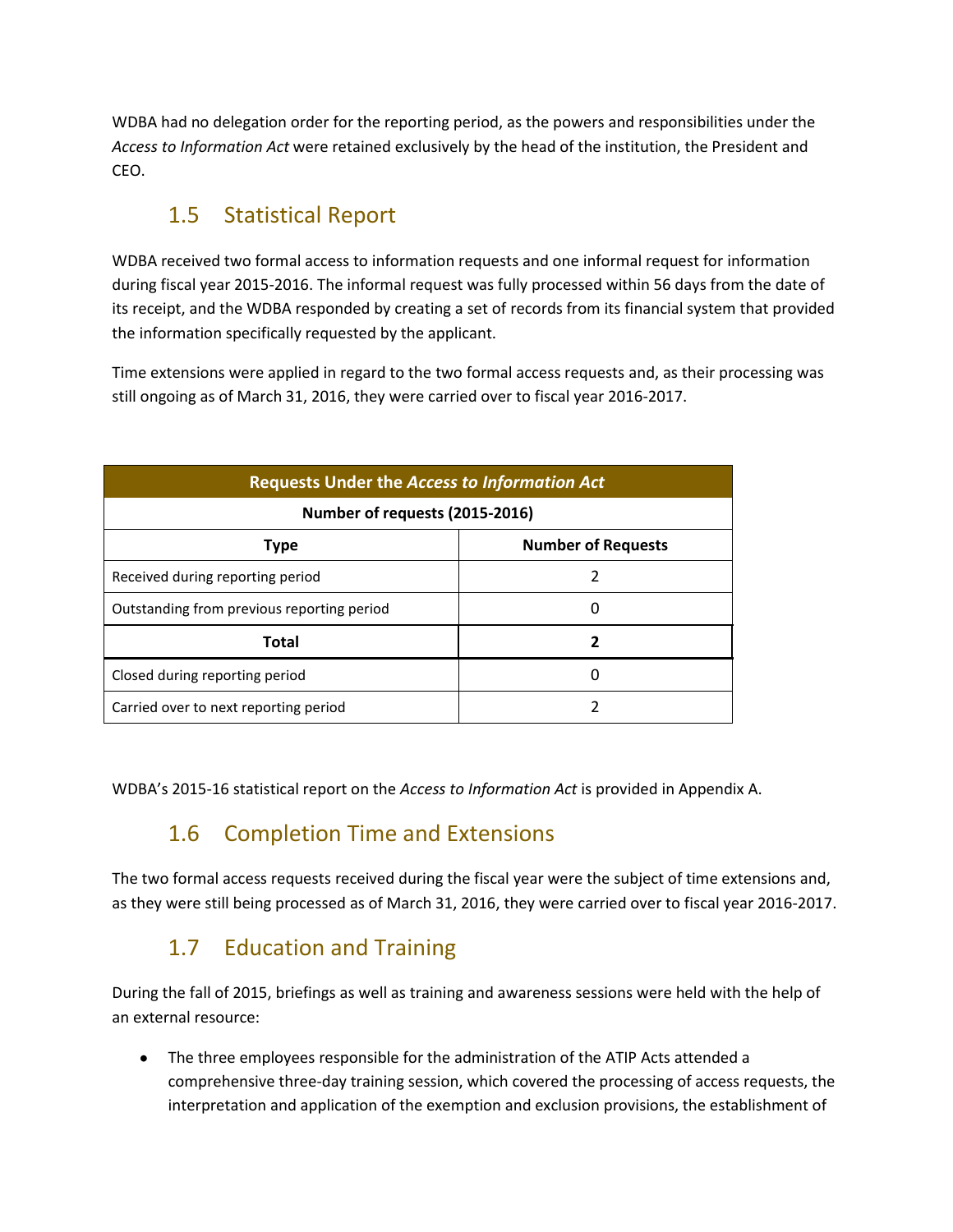WDBA had no delegation order for the reporting period, as the powers and responsibilities under the *Access to Information Act* were retained exclusively by the head of the institution, the President and CEO.

## 1.5 Statistical Report

WDBA received two formal access to information requests and one informal request for information during fiscal year 2015-2016. The informal request was fully processed within 56 days from the date of its receipt, and the WDBA responded by creating a set of records from its financial system that provided the information specifically requested by the applicant.

Time extensions were applied in regard to the two formal access requests and, as their processing was still ongoing as of March 31, 2016, they were carried over to fiscal year 2016-2017.

| Requests Under the *Access to Information Act* | |
|---|---|
| **Number of requests (2015-2016)** | |
| **Type** | **Number of Requests** |
| Received during reporting period | 2 |
| Outstanding from previous reporting period | 0 |
| **Total** | **2** |
| Closed during reporting period | 0 |
| Carried over to next reporting period | 2 |

WDBA's 2015-16 statistical report on the *Access to Information Act* is provided in Appendix A.

## 1.6 Completion Time and Extensions

The two formal access requests received during the fiscal year were the subject of time extensions and, as they were still being processed as of March 31, 2016, they were carried over to fiscal year 2016-2017.

## 1.7 Education and Training

During the fall of 2015, briefings as well as training and awareness sessions were held with the help of an external resource:

- The three employees responsible for the administration of the ATIP Acts attended a comprehensive three-day training session, which covered the processing of access requests, the interpretation and application of the exemption and exclusion provisions, the establishment of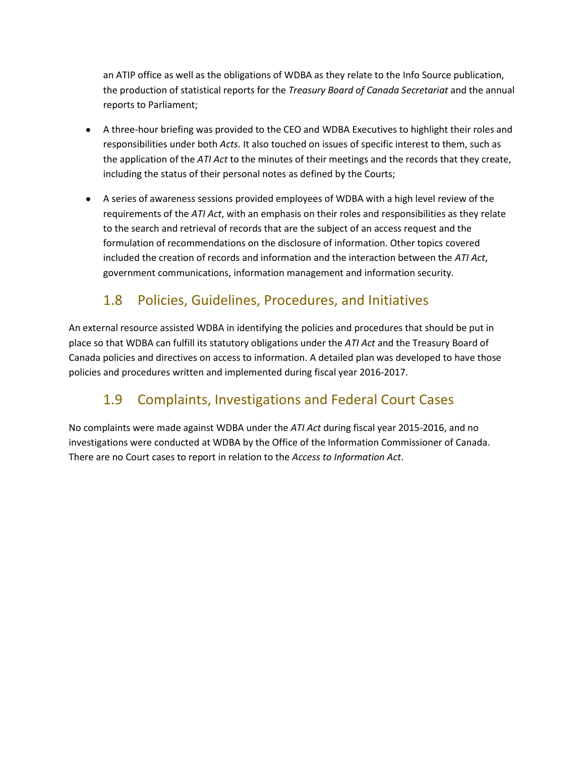an ATIP office as well as the obligations of WDBA as they relate to the Info Source publication, the production of statistical reports for the *Treasury Board of Canada Secretariat* and the annual reports to Parliament;

- A three-hour briefing was provided to the CEO and WDBA Executives to highlight their roles and responsibilities under both *Acts*. It also touched on issues of specific interest to them, such as the application of the *ATI Act* to the minutes of their meetings and the records that they create, including the status of their personal notes as defined by the Courts;
- A series of awareness sessions provided employees of WDBA with a high level review of the requirements of the *ATI Act*, with an emphasis on their roles and responsibilities as they relate to the search and retrieval of records that are the subject of an access request and the formulation of recommendations on the disclosure of information. Other topics covered included the creation of records and information and the interaction between the *ATI Act*, government communications, information management and information security.

## 1.8 Policies, Guidelines, Procedures, and Initiatives

An external resource assisted WDBA in identifying the policies and procedures that should be put in place so that WDBA can fulfill its statutory obligations under the *ATI Act* and the Treasury Board of Canada policies and directives on access to information. A detailed plan was developed to have those policies and procedures written and implemented during fiscal year 2016-2017.

## 1.9 Complaints, Investigations and Federal Court Cases

No complaints were made against WDBA under the *ATI Act* during fiscal year 2015-2016, and no investigations were conducted at WDBA by the Office of the Information Commissioner of Canada. There are no Court cases to report in relation to the *Access to Information Act*.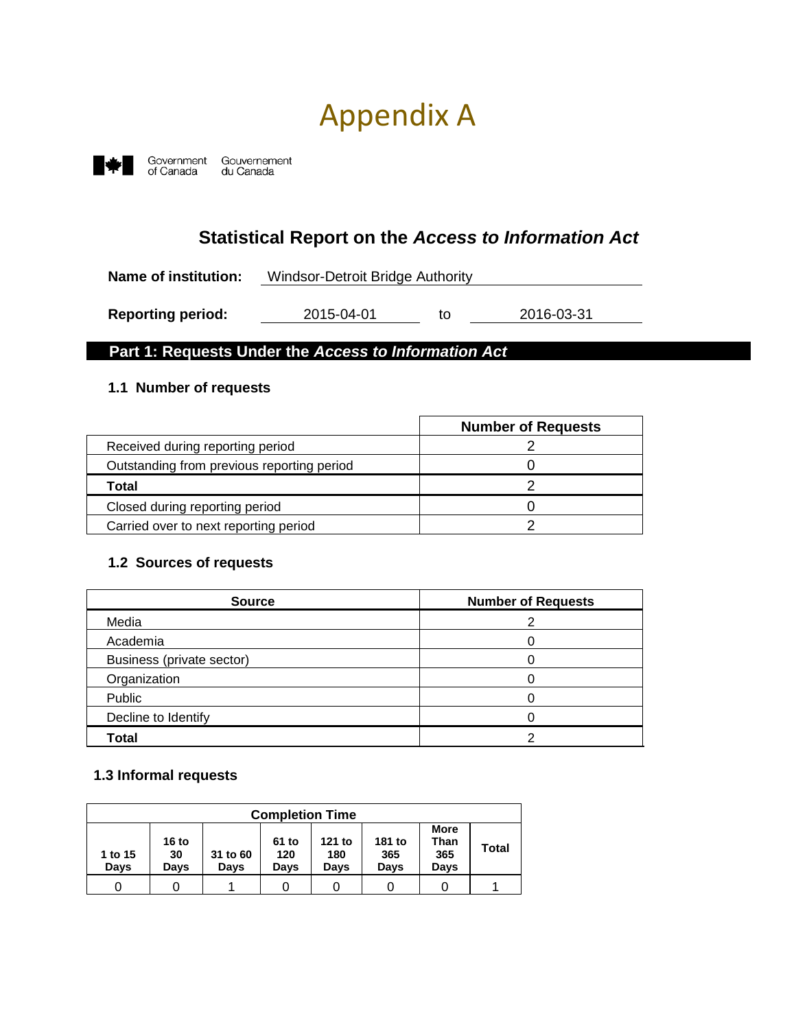# Appendix A

Government of Canada / Gouvernement du Canada

## Statistical Report on the *Access to Information Act*

**Name of institution:** Windsor-Detroit Bridge Authority

**Reporting period:** 2015-04-01 to 2016-03-31

## Part 1: Requests Under the *Access to Information Act*

### 1.1 Number of requests

| | Number of Requests |
|---|---|
| Received during reporting period | 2 |
| Outstanding from previous reporting period | 0 |
| **Total** | 2 |
| Closed during reporting period | 0 |
| Carried over to next reporting period | 2 |

### 1.2 Sources of requests

| Source | Number of Requests |
|---|---|
| Media | 2 |
| Academia | 0 |
| Business (private sector) | 0 |
| Organization | 0 |
| Public | 0 |
| Decline to Identify | 0 |
| **Total** | 2 |

### 1.3 Informal requests

| Completion Time | | | | | | | |
|---|---|---|---|---|---|---|---|
| 1 to 15 Days | 16 to 30 Days | 31 to 60 Days | 61 to 120 Days | 121 to 180 Days | 181 to 365 Days | More Than 365 Days | Total |
| 0 | 0 | 1 | 0 | 0 | 0 | 0 | 1 |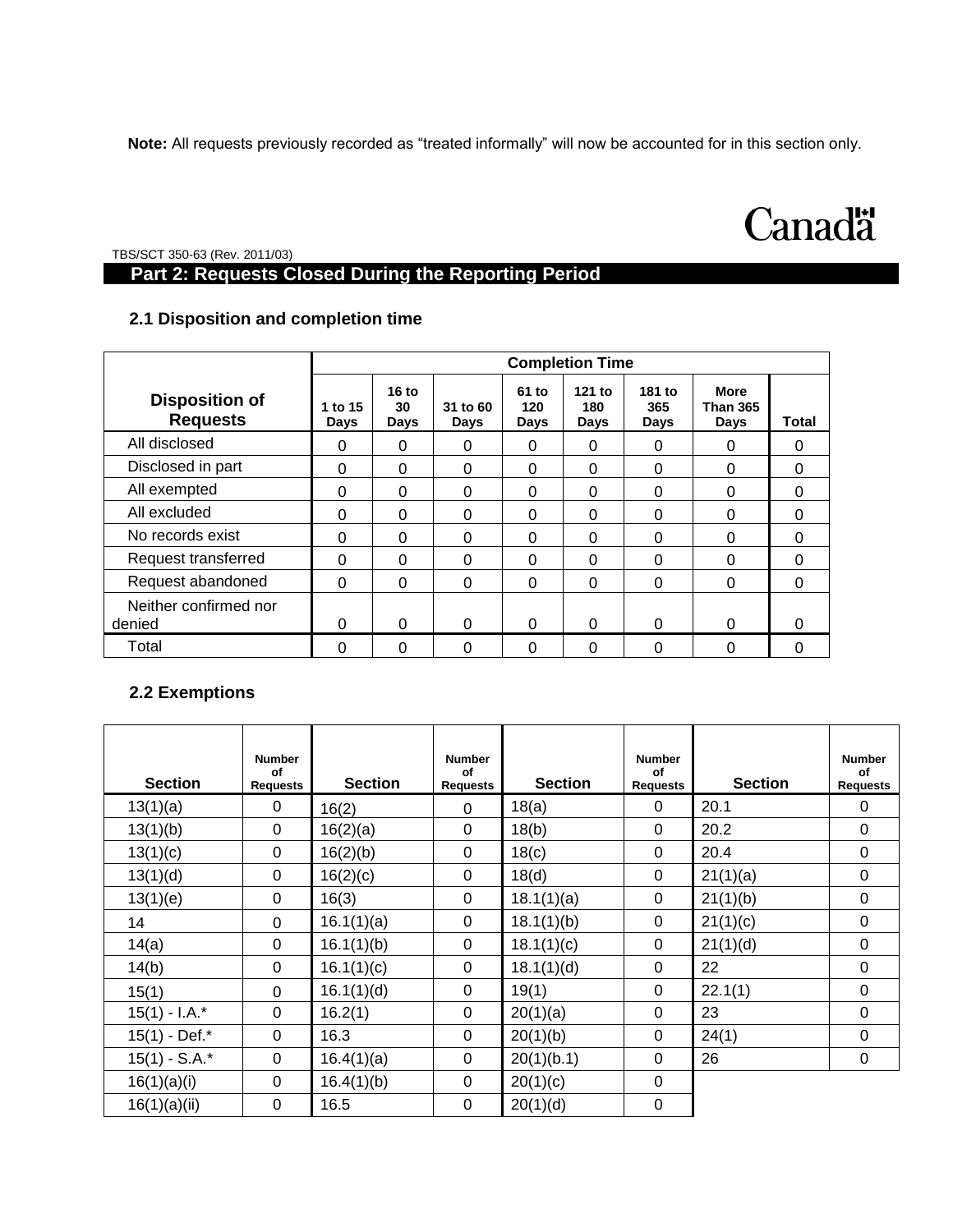**Note:** All requests previously recorded as "treated informally" will now be accounted for in this section only.

Canada

TBS/SCT 350-63 (Rev. 2011/03)

## Part 2: Requests Closed During the Reporting Period

### 2.1 Disposition and completion time

| Disposition of Requests | Completion Time | | | | | | | |
|---|---|---|---|---|---|---|---|---|
| | 1 to 15 Days | 16 to 30 Days | 31 to 60 Days | 61 to 120 Days | 121 to 180 Days | 181 to 365 Days | More Than 365 Days | Total |
| All disclosed | 0 | 0 | 0 | 0 | 0 | 0 | 0 | 0 |
| Disclosed in part | 0 | 0 | 0 | 0 | 0 | 0 | 0 | 0 |
| All exempted | 0 | 0 | 0 | 0 | 0 | 0 | 0 | 0 |
| All excluded | 0 | 0 | 0 | 0 | 0 | 0 | 0 | 0 |
| No records exist | 0 | 0 | 0 | 0 | 0 | 0 | 0 | 0 |
| Request transferred | 0 | 0 | 0 | 0 | 0 | 0 | 0 | 0 |
| Request abandoned | 0 | 0 | 0 | 0 | 0 | 0 | 0 | 0 |
| Neither confirmed nor denied | 0 | 0 | 0 | 0 | 0 | 0 | 0 | 0 |
| Total | 0 | 0 | 0 | 0 | 0 | 0 | 0 | 0 |

### 2.2 Exemptions

| Section | Number of Requests | Section | Number of Requests | Section | Number of Requests | Section | Number of Requests |
|---|---|---|---|---|---|---|---|
| 13(1)(a) | 0 | 16(2) | 0 | 18(a) | 0 | 20.1 | 0 |
| 13(1)(b) | 0 | 16(2)(a) | 0 | 18(b) | 0 | 20.2 | 0 |
| 13(1)(c) | 0 | 16(2)(b) | 0 | 18(c) | 0 | 20.4 | 0 |
| 13(1)(d) | 0 | 16(2)(c) | 0 | 18(d) | 0 | 21(1)(a) | 0 |
| 13(1)(e) | 0 | 16(3) | 0 | 18.1(1)(a) | 0 | 21(1)(b) | 0 |
| 14 | 0 | 16.1(1)(a) | 0 | 18.1(1)(b) | 0 | 21(1)(c) | 0 |
| 14(a) | 0 | 16.1(1)(b) | 0 | 18.1(1)(c) | 0 | 21(1)(d) | 0 |
| 14(b) | 0 | 16.1(1)(c) | 0 | 18.1(1)(d) | 0 | 22 | 0 |
| 15(1) | 0 | 16.1(1)(d) | 0 | 19(1) | 0 | 22.1(1) | 0 |
| 15(1) - I.A.* | 0 | 16.2(1) | 0 | 20(1)(a) | 0 | 23 | 0 |
| 15(1) - Def.* | 0 | 16.3 | 0 | 20(1)(b) | 0 | 24(1) | 0 |
| 15(1) - S.A.* | 0 | 16.4(1)(a) | 0 | 20(1)(b.1) | 0 | 26 | 0 |
| 16(1)(a)(i) | 0 | 16.4(1)(b) | 0 | 20(1)(c) | 0 | | |
| 16(1)(a)(ii) | 0 | 16.5 | 0 | 20(1)(d) | 0 | | |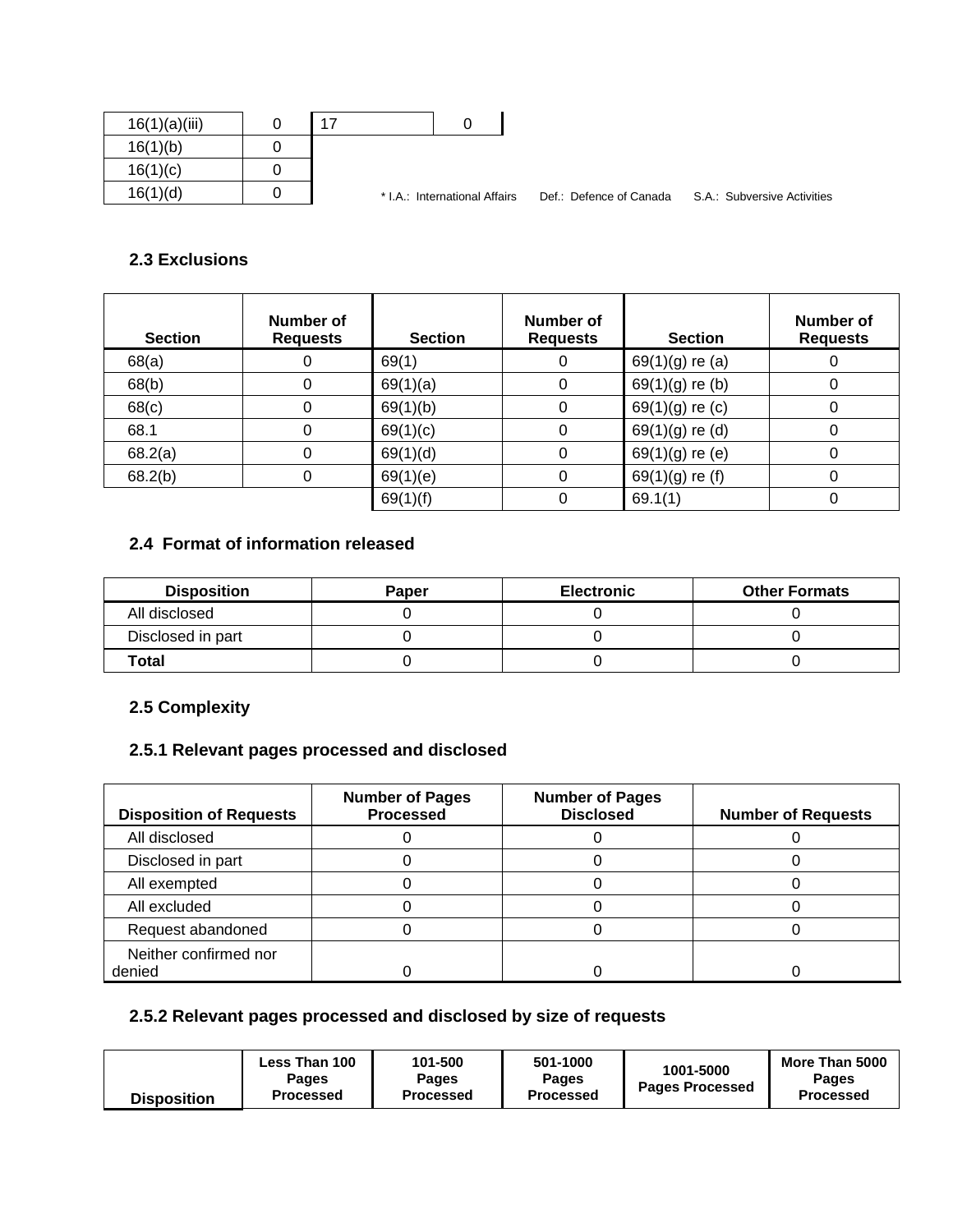| | | | |
|---|---|---|---|
| 16(1)(a)(iii) | 0 | 17 | 0 |
| 16(1)(b) | 0 | | |
| 16(1)(c) | 0 | | |
| 16(1)(d) | 0 | | |

* I.A.: International Affairs  Def.: Defence of Canada  S.A.: Subversive Activities

### 2.3 Exclusions

| Section | Number of Requests | Section | Number of Requests | Section | Number of Requests |
|---|---|---|---|---|---|
| 68(a) | 0 | 69(1) | 0 | 69(1)(g) re (a) | 0 |
| 68(b) | 0 | 69(1)(a) | 0 | 69(1)(g) re (b) | 0 |
| 68(c) | 0 | 69(1)(b) | 0 | 69(1)(g) re (c) | 0 |
| 68.1 | 0 | 69(1)(c) | 0 | 69(1)(g) re (d) | 0 |
| 68.2(a) | 0 | 69(1)(d) | 0 | 69(1)(g) re (e) | 0 |
| 68.2(b) | 0 | 69(1)(e) | 0 | 69(1)(g) re (f) | 0 |
| | | 69(1)(f) | 0 | 69.1(1) | 0 |

### 2.4 Format of information released

| Disposition | Paper | Electronic | Other Formats |
|---|---|---|---|
| All disclosed | 0 | 0 | 0 |
| Disclosed in part | 0 | 0 | 0 |
| **Total** | 0 | 0 | 0 |

### 2.5 Complexity

#### 2.5.1 Relevant pages processed and disclosed

| Disposition of Requests | Number of Pages Processed | Number of Pages Disclosed | Number of Requests |
|---|---|---|---|
| All disclosed | 0 | 0 | 0 |
| Disclosed in part | 0 | 0 | 0 |
| All exempted | 0 | 0 | 0 |
| All excluded | 0 | 0 | 0 |
| Request abandoned | 0 | 0 | 0 |
| Neither confirmed nor denied | 0 | 0 | 0 |

#### 2.5.2 Relevant pages processed and disclosed by size of requests

| Disposition | Less Than 100 Pages Processed | 101-500 Pages Processed | 501-1000 Pages Processed | 1001-5000 Pages Processed | More Than 5000 Pages Processed |
|---|---|---|---|---|---|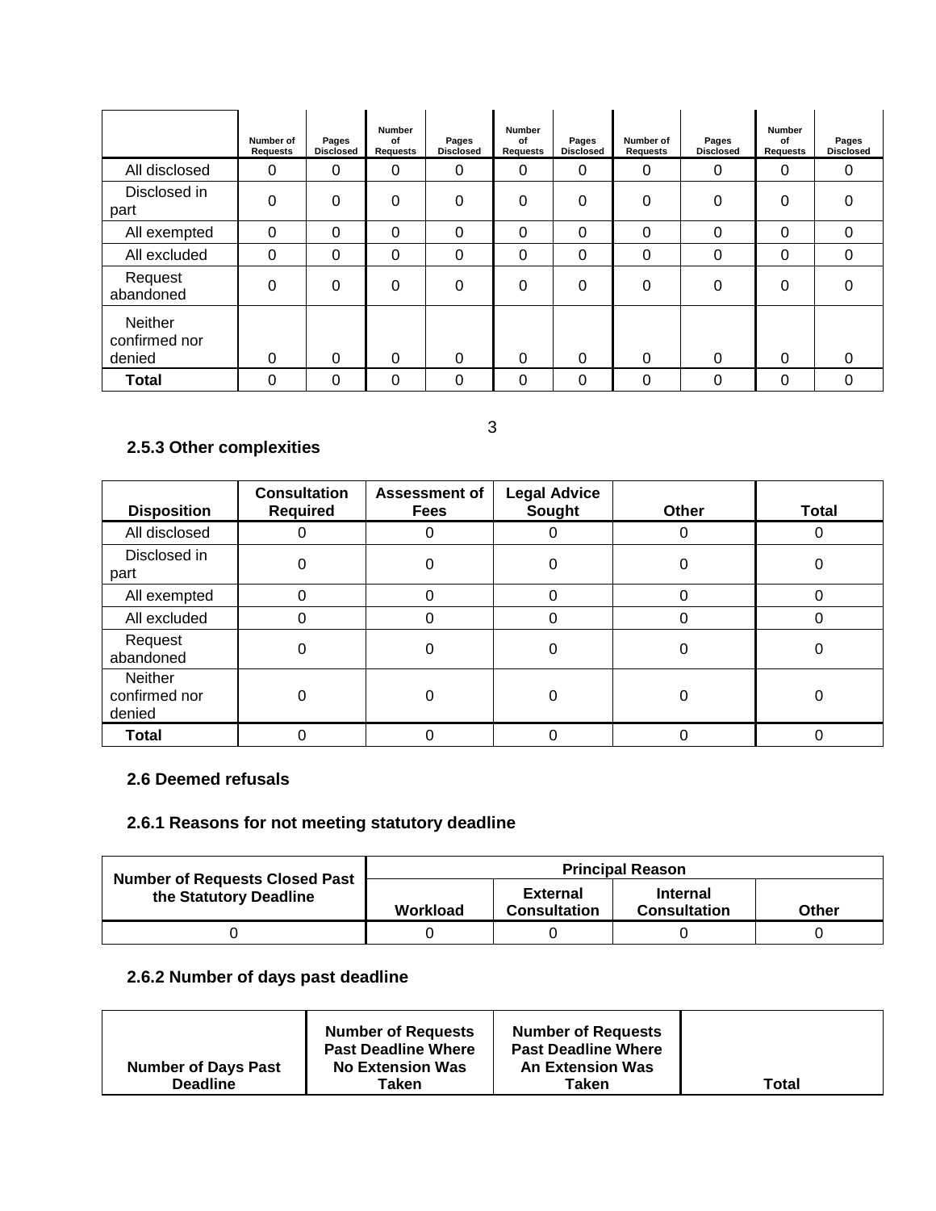| | Number of Requests | Pages Disclosed | Number of Requests | Pages Disclosed | Number of Requests | Pages Disclosed | Number of Requests | Pages Disclosed | Number of Requests | Pages Disclosed |
|---|---|---|---|---|---|---|---|---|---|---|
| All disclosed | 0 | 0 | 0 | 0 | 0 | 0 | 0 | 0 | 0 | 0 |
| Disclosed in part | 0 | 0 | 0 | 0 | 0 | 0 | 0 | 0 | 0 | 0 |
| All exempted | 0 | 0 | 0 | 0 | 0 | 0 | 0 | 0 | 0 | 0 |
| All excluded | 0 | 0 | 0 | 0 | 0 | 0 | 0 | 0 | 0 | 0 |
| Request abandoned | 0 | 0 | 0 | 0 | 0 | 0 | 0 | 0 | 0 | 0 |
| Neither confirmed nor denied | 0 | 0 | 0 | 0 | 0 | 0 | 0 | 0 | 0 | 0 |
| **Total** | 0 | 0 | 0 | 0 | 0 | 0 | 0 | 0 | 0 | 0 |

### 2.5.3 Other complexities

| Disposition | Consultation Required | Assessment of Fees | Legal Advice Sought | Other | Total |
|---|---|---|---|---|---|
| All disclosed | 0 | 0 | 0 | 0 | 0 |
| Disclosed in part | 0 | 0 | 0 | 0 | 0 |
| All exempted | 0 | 0 | 0 | 0 | 0 |
| All excluded | 0 | 0 | 0 | 0 | 0 |
| Request abandoned | 0 | 0 | 0 | 0 | 0 |
| Neither confirmed nor denied | 0 | 0 | 0 | 0 | 0 |
| **Total** | 0 | 0 | 0 | 0 | 0 |

### 2.6 Deemed refusals

### 2.6.1 Reasons for not meeting statutory deadline

| Number of Requests Closed Past the Statutory Deadline | Principal Reason | | | |
|---|---|---|---|---|
| | Workload | External Consultation | Internal Consultation | Other |
| 0 | 0 | 0 | 0 | 0 |

### 2.6.2 Number of days past deadline

| Number of Days Past Deadline | Number of Requests Past Deadline Where No Extension Was Taken | Number of Requests Past Deadline Where An Extension Was Taken | Total |
|---|---|---|---|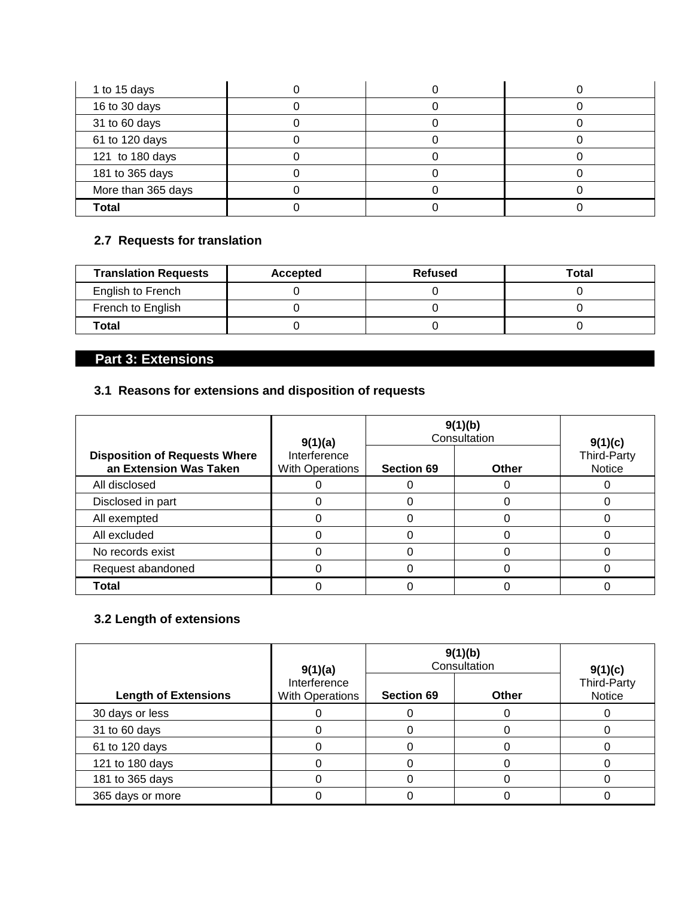| | | | |
|---|---|---|---|
| 1 to 15 days | 0 | 0 | 0 |
| 16 to 30 days | 0 | 0 | 0 |
| 31 to 60 days | 0 | 0 | 0 |
| 61 to 120 days | 0 | 0 | 0 |
| 121 to 180 days | 0 | 0 | 0 |
| 181 to 365 days | 0 | 0 | 0 |
| More than 365 days | 0 | 0 | 0 |
| **Total** | 0 | 0 | 0 |

### 2.7 Requests for translation

| Translation Requests | Accepted | Refused | Total |
|---|---|---|---|
| English to French | 0 | 0 | 0 |
| French to English | 0 | 0 | 0 |
| **Total** | 0 | 0 | 0 |

## Part 3: Extensions

### 3.1 Reasons for extensions and disposition of requests

| Disposition of Requests Where an Extension Was Taken | 9(1)(a) Interference With Operations | 9(1)(b) Consultation | | 9(1)(c) Third-Party Notice |
|---|---|---|---|---|
| | | Section 69 | Other | |
| All disclosed | 0 | 0 | 0 | 0 |
| Disclosed in part | 0 | 0 | 0 | 0 |
| All exempted | 0 | 0 | 0 | 0 |
| All excluded | 0 | 0 | 0 | 0 |
| No records exist | 0 | 0 | 0 | 0 |
| Request abandoned | 0 | 0 | 0 | 0 |
| **Total** | 0 | 0 | 0 | 0 |

### 3.2 Length of extensions

| Length of Extensions | 9(1)(a) Interference With Operations | 9(1)(b) Consultation | | 9(1)(c) Third-Party Notice |
|---|---|---|---|---|
| | | Section 69 | Other | |
| 30 days or less | 0 | 0 | 0 | 0 |
| 31 to 60 days | 0 | 0 | 0 | 0 |
| 61 to 120 days | 0 | 0 | 0 | 0 |
| 121 to 180 days | 0 | 0 | 0 | 0 |
| 181 to 365 days | 0 | 0 | 0 | 0 |
| 365 days or more | 0 | 0 | 0 | 0 |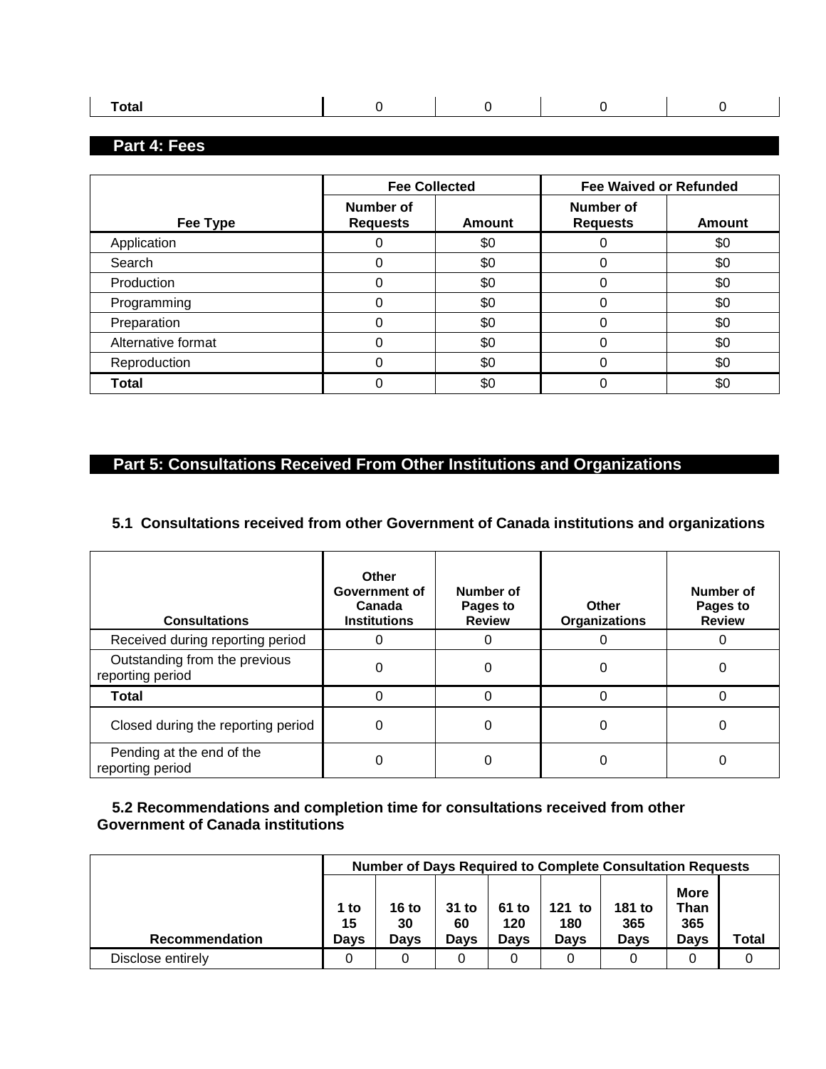| Total | 0 | 0 | 0 | 0 |
|---|---|---|---|---|

## Part 4: Fees

| Fee Type | Fee Collected | | Fee Waived or Refunded | |
|---|---|---|---|---|
| | Number of Requests | Amount | Number of Requests | Amount |
| Application | 0 | $0 | 0 | $0 |
| Search | 0 | $0 | 0 | $0 |
| Production | 0 | $0 | 0 | $0 |
| Programming | 0 | $0 | 0 | $0 |
| Preparation | 0 | $0 | 0 | $0 |
| Alternative format | 0 | $0 | 0 | $0 |
| Reproduction | 0 | $0 | 0 | $0 |
| **Total** | 0 | $0 | 0 | $0 |

## Part 5: Consultations Received From Other Institutions and Organizations

### 5.1 Consultations received from other Government of Canada institutions and organizations

| Consultations | Other Government of Canada Institutions | Number of Pages to Review | Other Organizations | Number of Pages to Review |
|---|---|---|---|---|
| Received during reporting period | 0 | 0 | 0 | 0 |
| Outstanding from the previous reporting period | 0 | 0 | 0 | 0 |
| **Total** | 0 | 0 | 0 | 0 |
| Closed during the reporting period | 0 | 0 | 0 | 0 |
| Pending at the end of the reporting period | 0 | 0 | 0 | 0 |

### 5.2 Recommendations and completion time for consultations received from other Government of Canada institutions

| Recommendation | Number of Days Required to Complete Consultation Requests | | | | | | | |
|---|---|---|---|---|---|---|---|---|
| | 1 to 15 Days | 16 to 30 Days | 31 to 60 Days | 61 to 120 Days | 121 to 180 Days | 181 to 365 Days | More Than 365 Days | Total |
| Disclose entirely | 0 | 0 | 0 | 0 | 0 | 0 | 0 | 0 |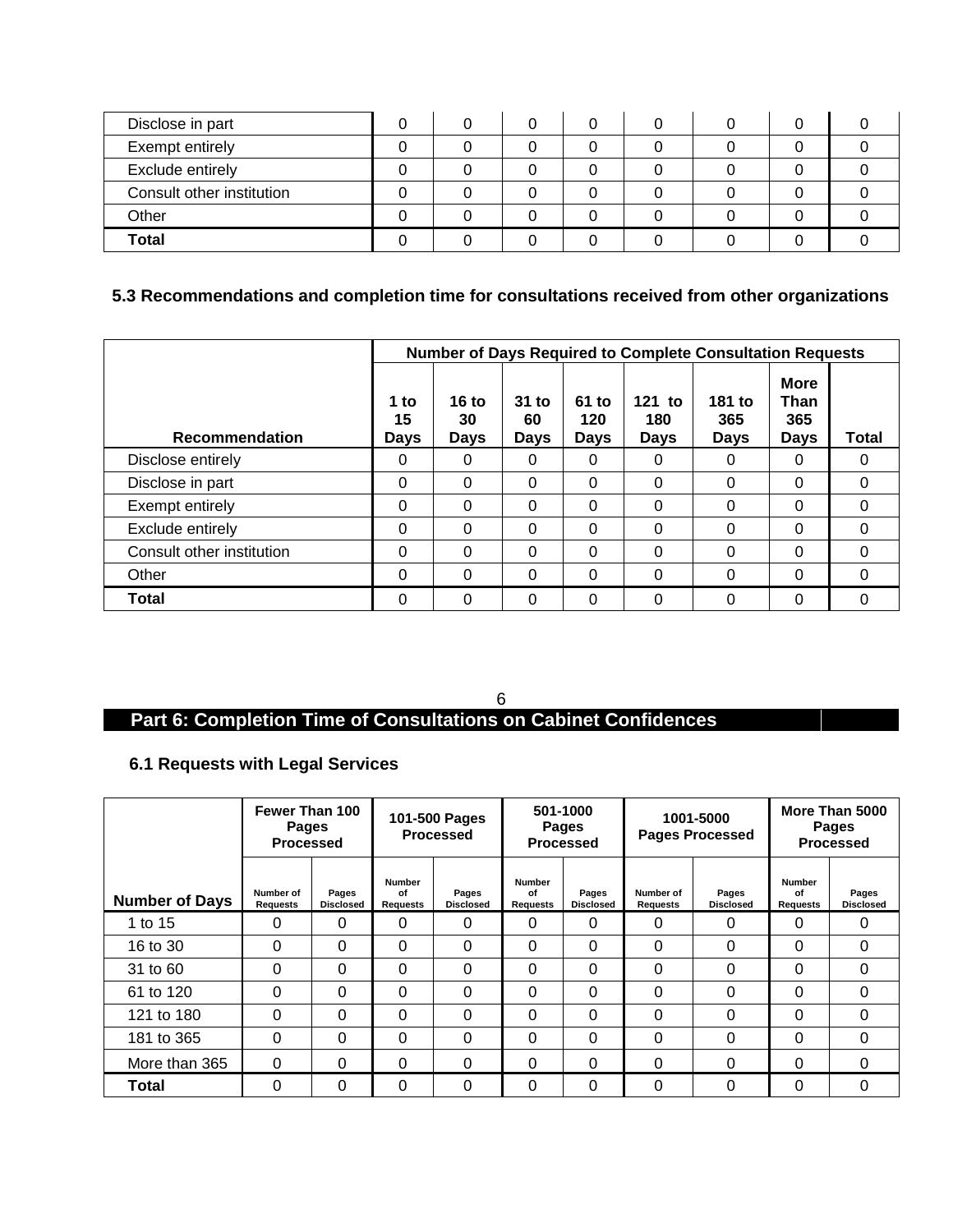| | | | | | | | | |
|---|---|---|---|---|---|---|---|---|
| Disclose in part | 0 | 0 | 0 | 0 | 0 | 0 | 0 | 0 |
| Exempt entirely | 0 | 0 | 0 | 0 | 0 | 0 | 0 | 0 |
| Exclude entirely | 0 | 0 | 0 | 0 | 0 | 0 | 0 | 0 |
| Consult other institution | 0 | 0 | 0 | 0 | 0 | 0 | 0 | 0 |
| Other | 0 | 0 | 0 | 0 | 0 | 0 | 0 | 0 |
| **Total** | 0 | 0 | 0 | 0 | 0 | 0 | 0 | 0 |

### 5.3 Recommendations and completion time for consultations received from other organizations

| | **Number of Days Required to Complete Consultation Requests** | | | | | | | |
|---|---|---|---|---|---|---|---|---|
| **Recommendation** | **1 to 15 Days** | **16 to 30 Days** | **31 to 60 Days** | **61 to 120 Days** | **121 to 180 Days** | **181 to 365 Days** | **More Than 365 Days** | **Total** |
| Disclose entirely | 0 | 0 | 0 | 0 | 0 | 0 | 0 | 0 |
| Disclose in part | 0 | 0 | 0 | 0 | 0 | 0 | 0 | 0 |
| Exempt entirely | 0 | 0 | 0 | 0 | 0 | 0 | 0 | 0 |
| Exclude entirely | 0 | 0 | 0 | 0 | 0 | 0 | 0 | 0 |
| Consult other institution | 0 | 0 | 0 | 0 | 0 | 0 | 0 | 0 |
| Other | 0 | 0 | 0 | 0 | 0 | 0 | 0 | 0 |
| **Total** | 0 | 0 | 0 | 0 | 0 | 0 | 0 | 0 |

## Part 6: Completion Time of Consultations on Cabinet Confidences

### 6.1 Requests with Legal Services

| | **Fewer Than 100 Pages Processed** | | **101-500 Pages Processed** | | **501-1000 Pages Processed** | | **1001-5000 Pages Processed** | | **More Than 5000 Pages Processed** | |
|---|---|---|---|---|---|---|---|---|---|---|
| **Number of Days** | **Number of Requests** | **Pages Disclosed** | **Number of Requests** | **Pages Disclosed** | **Number of Requests** | **Pages Disclosed** | **Number of Requests** | **Pages Disclosed** | **Number of Requests** | **Pages Disclosed** |
| 1 to 15 | 0 | 0 | 0 | 0 | 0 | 0 | 0 | 0 | 0 | 0 |
| 16 to 30 | 0 | 0 | 0 | 0 | 0 | 0 | 0 | 0 | 0 | 0 |
| 31 to 60 | 0 | 0 | 0 | 0 | 0 | 0 | 0 | 0 | 0 | 0 |
| 61 to 120 | 0 | 0 | 0 | 0 | 0 | 0 | 0 | 0 | 0 | 0 |
| 121 to 180 | 0 | 0 | 0 | 0 | 0 | 0 | 0 | 0 | 0 | 0 |
| 181 to 365 | 0 | 0 | 0 | 0 | 0 | 0 | 0 | 0 | 0 | 0 |
| More than 365 | 0 | 0 | 0 | 0 | 0 | 0 | 0 | 0 | 0 | 0 |
| **Total** | 0 | 0 | 0 | 0 | 0 | 0 | 0 | 0 | 0 | 0 |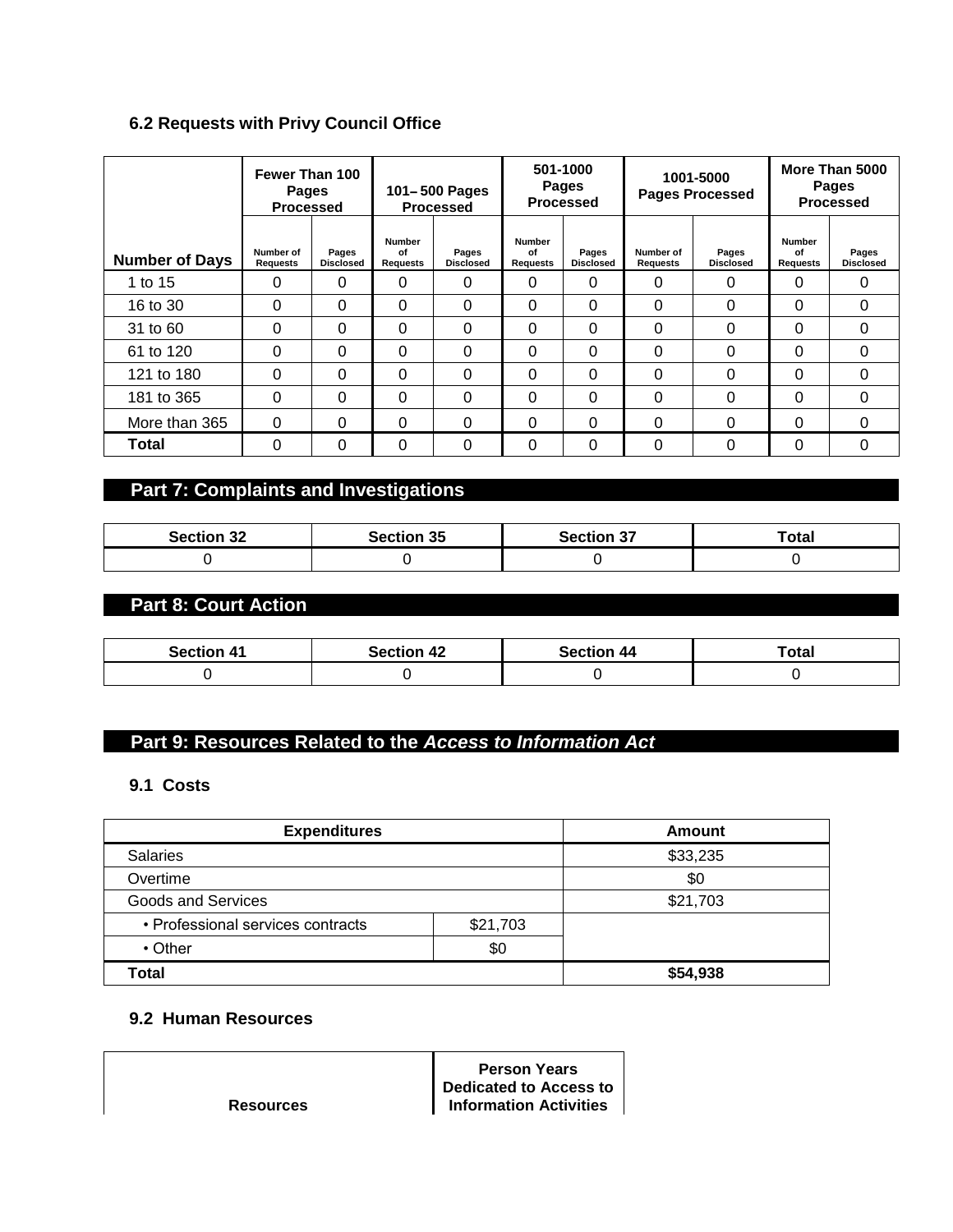### 6.2 Requests with Privy Council Office

| Number of Days | Fewer Than 100 Pages Processed | | 101– 500 Pages Processed | | 501-1000 Pages Processed | | 1001-5000 Pages Processed | | More Than 5000 Pages Processed | |
|---|---|---|---|---|---|---|---|---|---|---|
| | Number of Requests | Pages Disclosed | Number of Requests | Pages Disclosed | Number of Requests | Pages Disclosed | Number of Requests | Pages Disclosed | Number of Requests | Pages Disclosed |
| 1 to 15 | 0 | 0 | 0 | 0 | 0 | 0 | 0 | 0 | 0 | 0 |
| 16 to 30 | 0 | 0 | 0 | 0 | 0 | 0 | 0 | 0 | 0 | 0 |
| 31 to 60 | 0 | 0 | 0 | 0 | 0 | 0 | 0 | 0 | 0 | 0 |
| 61 to 120 | 0 | 0 | 0 | 0 | 0 | 0 | 0 | 0 | 0 | 0 |
| 121 to 180 | 0 | 0 | 0 | 0 | 0 | 0 | 0 | 0 | 0 | 0 |
| 181 to 365 | 0 | 0 | 0 | 0 | 0 | 0 | 0 | 0 | 0 | 0 |
| More than 365 | 0 | 0 | 0 | 0 | 0 | 0 | 0 | 0 | 0 | 0 |
| **Total** | 0 | 0 | 0 | 0 | 0 | 0 | 0 | 0 | 0 | 0 |

## Part 7: Complaints and Investigations

| Section 32 | Section 35 | Section 37 | Total |
|---|---|---|---|
| 0 | 0 | 0 | 0 |

## Part 8: Court Action

| Section 41 | Section 42 | Section 44 | Total |
|---|---|---|---|
| 0 | 0 | 0 | 0 |

## Part 9: Resources Related to the *Access to Information Act*

### 9.1 Costs

| Expenditures | | Amount |
|---|---|---|
| Salaries | | $33,235 |
| Overtime | | $0 |
| Goods and Services | | $21,703 |
| • Professional services contracts | $21,703 | |
| • Other | $0 | |
| **Total** | | **$54,938** |

### 9.2 Human Resources

| Resources | Person Years Dedicated to Access to Information Activities |
|---|---|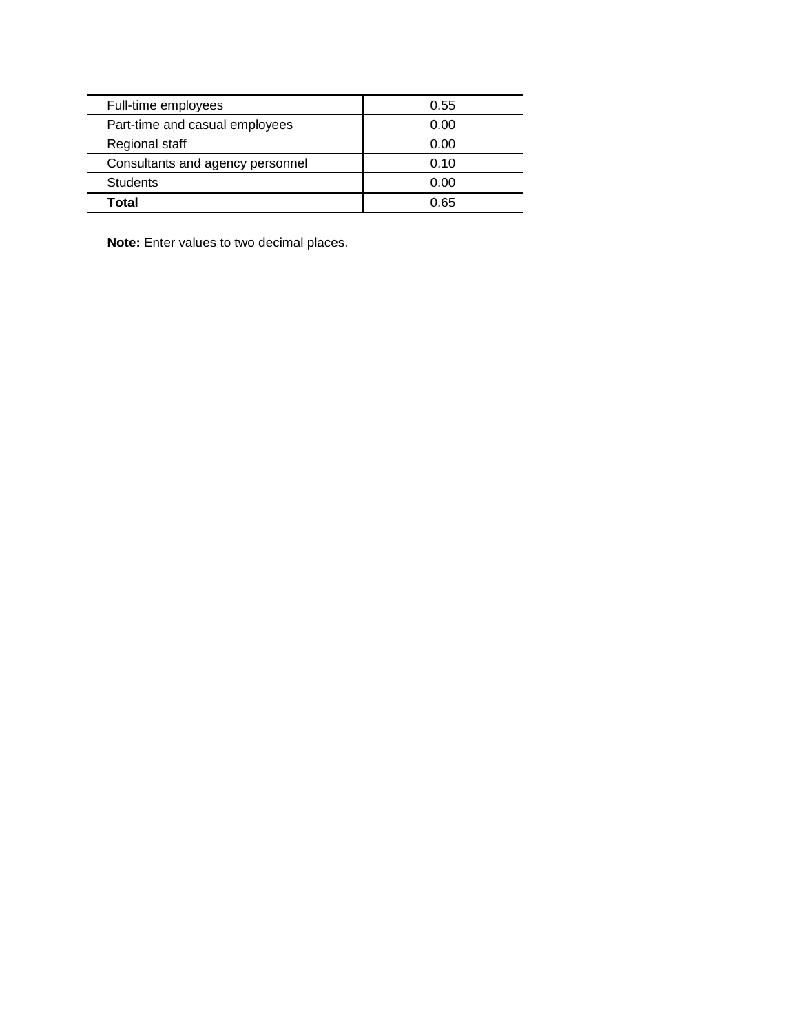| | |
|---|---|
| Full-time employees | 0.55 |
| Part-time and casual employees | 0.00 |
| Regional staff | 0.00 |
| Consultants and agency personnel | 0.10 |
| Students | 0.00 |
| **Total** | 0.65 |

**Note:** Enter values to two decimal places.